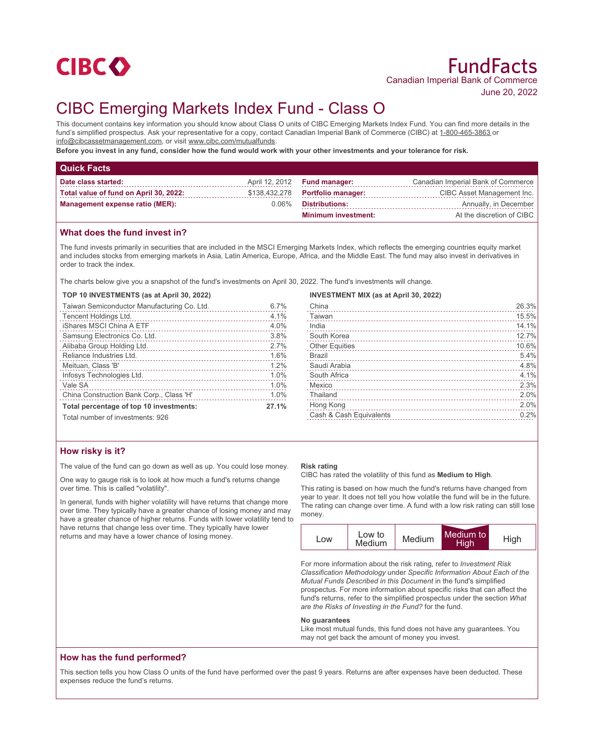CIBC

# FundFacts

Canadian Imperial Bank of Commerce

June 20, 2022

# CIBC Emerging Markets Index Fund - Class O

This document contains key information you should know about Class O units of CIBC Emerging Markets Index Fund. You can find more details in the fund's simplified prospectus. Ask your representative for a copy, contact Canadian Imperial Bank of Commerce (CIBC) at 1-800-465-3863 or info@cibcassetmanagement.com, or visit www.cibc.com/mutualfunds.

**Before you invest in any fund, consider how the fund would work with your other investments and your tolerance for risk.**

## Quick Facts

| | | | |
|---|---|---|---|
| **Date class started:** | April 12, 2012 | **Fund manager:** | Canadian Imperial Bank of Commerce |
| **Total value of fund on April 30, 2022:** | $138,432,278 | **Portfolio manager:** | CIBC Asset Management Inc. |
| **Management expense ratio (MER):** | 0.06% | **Distributions:** | Annually, in December |
| | | **Minimum investment:** | At the discretion of CIBC |

## What does the fund invest in?

The fund invests primarily in securities that are included in the MSCI Emerging Markets Index, which reflects the emerging countries equity market and includes stocks from emerging markets in Asia, Latin America, Europe, Africa, and the Middle East. The fund may also invest in derivatives in order to track the index.

The charts below give you a snapshot of the fund's investments on April 30, 2022. The fund's investments will change.

**TOP 10 INVESTMENTS (as at April 30, 2022)**

| | |
|---|---|
| Taiwan Semiconductor Manufacturing Co. Ltd. | 6.7% |
| Tencent Holdings Ltd. | 4.1% |
| iShares MSCI China A ETF | 4.0% |
| Samsung Electronics Co. Ltd. | 3.8% |
| Alibaba Group Holding Ltd. | 2.7% |
| Reliance Industries Ltd. | 1.6% |
| Meituan, Class 'B' | 1.2% |
| Infosys Technologies Ltd. | 1.0% |
| Vale SA | 1.0% |
| China Construction Bank Corp., Class 'H' | 1.0% |
| **Total percentage of top 10 investments:** | **27.1%** |

Total number of investments: 926

**INVESTMENT MIX (as at April 30, 2022)**

| | |
|---|---|
| China | 26.3% |
| Taiwan | 15.5% |
| India | 14.1% |
| South Korea | 12.7% |
| Other Equities | 10.6% |
| Brazil | 5.4% |
| Saudi Arabia | 4.8% |
| South Africa | 4.1% |
| Mexico | 2.3% |
| Thailand | 2.0% |
| Hong Kong | 2.0% |
| Cash & Cash Equivalents | 0.2% |

## How risky is it?

The value of the fund can go down as well as up. You could lose money.

One way to gauge risk is to look at how much a fund's returns change over time. This is called "volatility".

In general, funds with higher volatility will have returns that change more over time. They typically have a greater chance of losing money and may have a greater chance of higher returns. Funds with lower volatility tend to have returns that change less over time. They typically have lower returns and may have a lower chance of losing money.

**Risk rating**

CIBC has rated the volatility of this fund as **Medium to High**.

This rating is based on how much the fund's returns have changed from year to year. It does not tell you how volatile the fund will be in the future. The rating can change over time. A fund with a low risk rating can still lose money.

| Low | Low to Medium | Medium | **Medium to High** | High |
|---|---|---|---|---|

For more information about the risk rating, refer to *Investment Risk Classification Methodology* under *Specific Information About Each of the Mutual Funds Described in this Document* in the fund's simplified prospectus. For more information about specific risks that can affect the fund's returns, refer to the simplified prospectus under the section *What are the Risks of Investing in the Fund?* for the fund.

**No guarantees**

Like most mutual funds, this fund does not have any guarantees. You may not get back the amount of money you invest.

## How has the fund performed?

This section tells you how Class O units of the fund have performed over the past 9 years. Returns are after expenses have been deducted. These expenses reduce the fund's returns.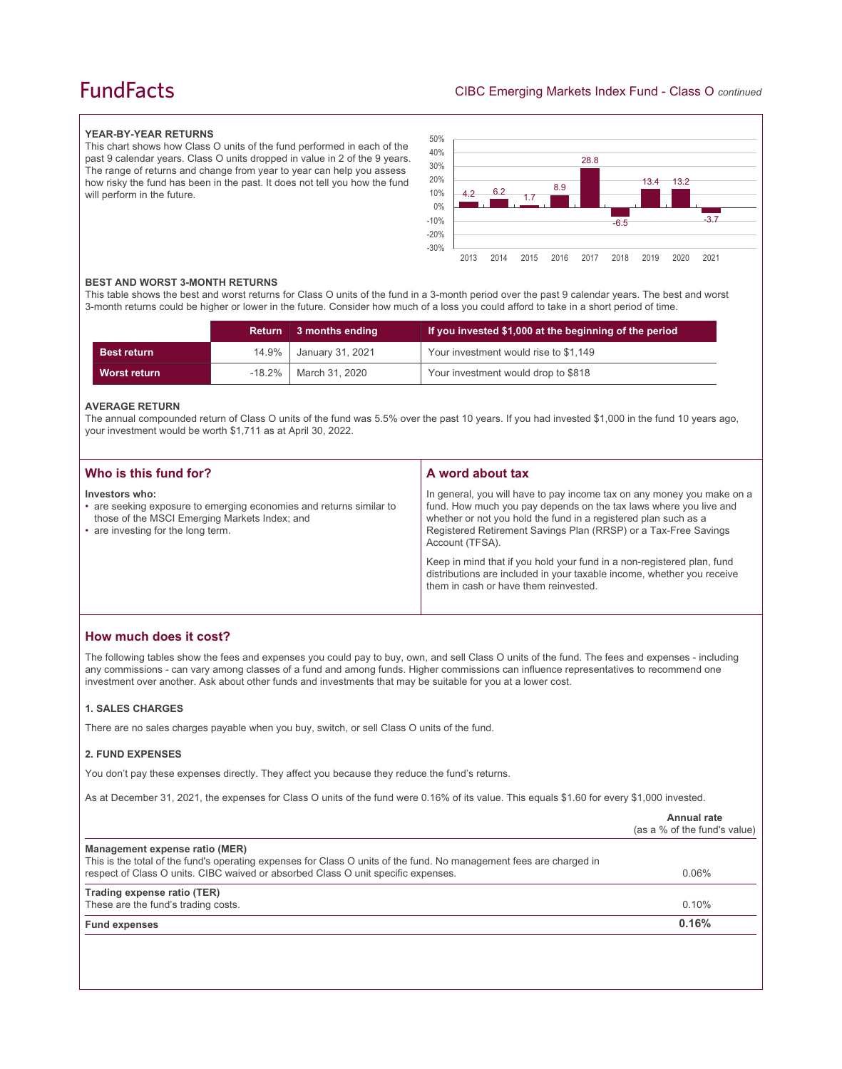### YEAR-BY-YEAR RETURNS

This chart shows how Class O units of the fund performed in each of the past 9 calendar years. Class O units dropped in value in 2 of the 9 years. The range of returns and change from year to year can help you assess how risky the fund has been in the past. It does not tell you how the fund will perform in the future.

| Year | 2013 | 2014 | 2015 | 2016 | 2017 | 2018 | 2019 | 2020 | 2021 |
|---|---|---|---|---|---|---|---|---|---|
| Return (%) | 4.2 | 6.2 | 1.7 | 8.9 | 28.8 | -6.5 | 13.4 | 13.2 | -3.7 |

### BEST AND WORST 3-MONTH RETURNS

This table shows the best and worst returns for Class O units of the fund in a 3-month period over the past 9 calendar years. The best and worst 3-month returns could be higher or lower in the future. Consider how much of a loss you could afford to take in a short period of time.

| | Return | 3 months ending | If you invested $1,000 at the beginning of the period |
|---|---|---|---|
| **Best return** | 14.9% | January 31, 2021 | Your investment would rise to $1,149 |
| **Worst return** | -18.2% | March 31, 2020 | Your investment would drop to $818 |

### AVERAGE RETURN

The annual compounded return of Class O units of the fund was 5.5% over the past 10 years. If you had invested $1,000 in the fund 10 years ago, your investment would be worth $1,711 as at April 30, 2022.

## Who is this fund for?

**Investors who:**

- are seeking exposure to emerging economies and returns similar to those of the MSCI Emerging Markets Index; and
- are investing for the long term.

## A word about tax

In general, you will have to pay income tax on any money you make on a fund. How much you pay depends on the tax laws where you live and whether or not you hold the fund in a registered plan such as a Registered Retirement Savings Plan (RRSP) or a Tax-Free Savings Account (TFSA).

Keep in mind that if you hold your fund in a non-registered plan, fund distributions are included in your taxable income, whether you receive them in cash or have them reinvested.

## How much does it cost?

The following tables show the fees and expenses you could pay to buy, own, and sell Class O units of the fund. The fees and expenses - including any commissions - can vary among classes of a fund and among funds. Higher commissions can influence representatives to recommend one investment over another. Ask about other funds and investments that may be suitable for you at a lower cost.

### 1. SALES CHARGES

There are no sales charges payable when you buy, switch, or sell Class O units of the fund.

### 2. FUND EXPENSES

You don't pay these expenses directly. They affect you because they reduce the fund's returns.

As at December 31, 2021, the expenses for Class O units of the fund were 0.16% of its value. This equals $1.60 for every $1,000 invested.

| | Annual rate (as a % of the fund's value) |
|---|---|
| **Management expense ratio (MER)**<br>This is the total of the fund's operating expenses for Class O units of the fund. No management fees are charged in respect of Class O units. CIBC waived or absorbed Class O unit specific expenses. | 0.06% |
| **Trading expense ratio (TER)**<br>These are the fund's trading costs. | 0.10% |
| **Fund expenses** | **0.16%** |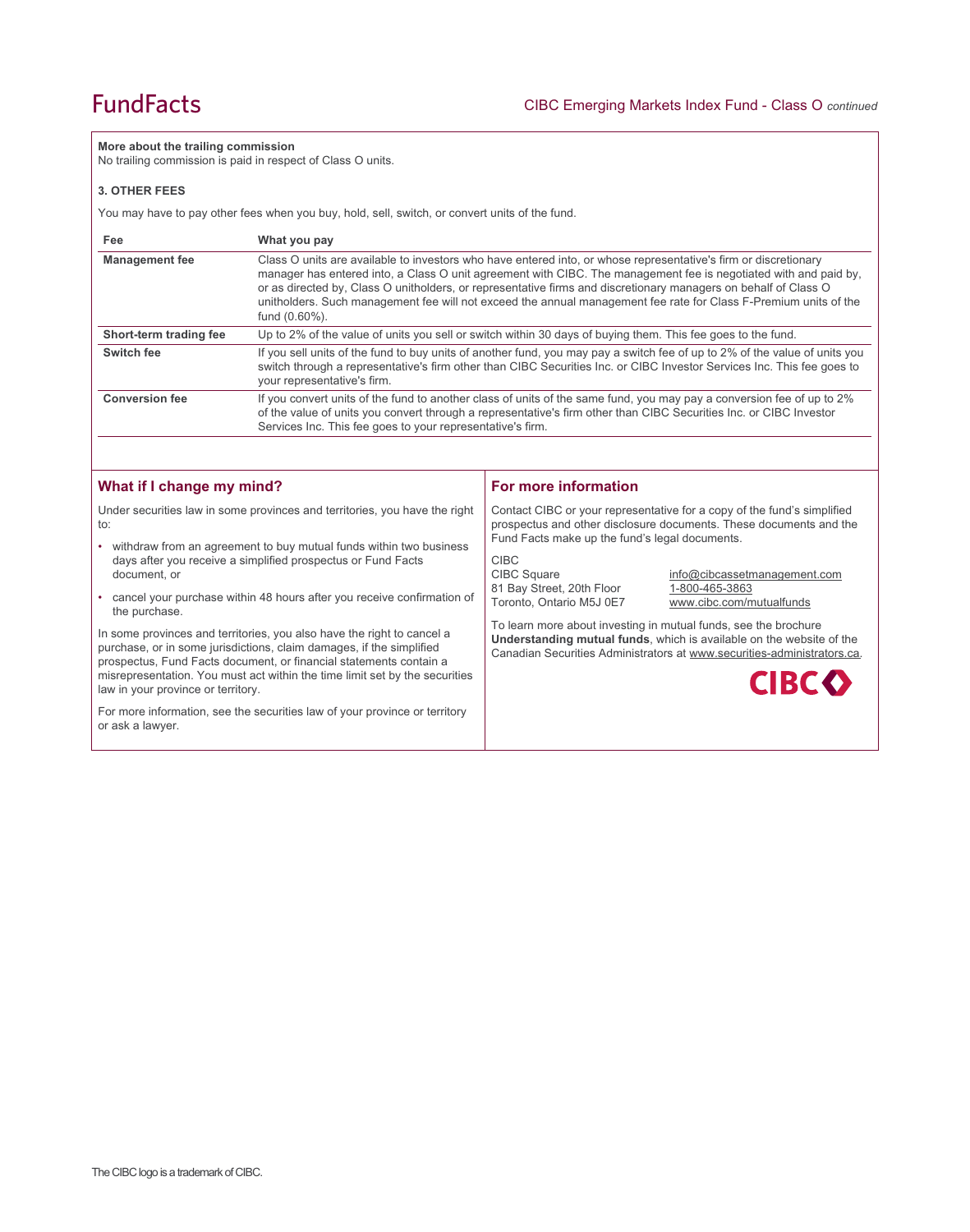**More about the trailing commission**

No trailing commission is paid in respect of Class O units.

**3. OTHER FEES**

You may have to pay other fees when you buy, hold, sell, switch, or convert units of the fund.

| Fee | What you pay |
|---|---|
| **Management fee** | Class O units are available to investors who have entered into, or whose representative's firm or discretionary manager has entered into, a Class O unit agreement with CIBC. The management fee is negotiated with and paid by, or as directed by, Class O unitholders, or representative firms and discretionary managers on behalf of Class O unitholders. Such management fee will not exceed the annual management fee rate for Class F-Premium units of the fund (0.60%). |
| **Short-term trading fee** | Up to 2% of the value of units you sell or switch within 30 days of buying them. This fee goes to the fund. |
| **Switch fee** | If you sell units of the fund to buy units of another fund, you may pay a switch fee of up to 2% of the value of units you switch through a representative's firm other than CIBC Securities Inc. or CIBC Investor Services Inc. This fee goes to your representative's firm. |
| **Conversion fee** | If you convert units of the fund to another class of units of the same fund, you may pay a conversion fee of up to 2% of the value of units you convert through a representative's firm other than CIBC Securities Inc. or CIBC Investor Services Inc. This fee goes to your representative's firm. |

## What if I change my mind?

Under securities law in some provinces and territories, you have the right to:

- withdraw from an agreement to buy mutual funds within two business days after you receive a simplified prospectus or Fund Facts document, or
- cancel your purchase within 48 hours after you receive confirmation of the purchase.

In some provinces and territories, you also have the right to cancel a purchase, or in some jurisdictions, claim damages, if the simplified prospectus, Fund Facts document, or financial statements contain a misrepresentation. You must act within the time limit set by the securities law in your province or territory.

For more information, see the securities law of your province or territory or ask a lawyer.

## For more information

Contact CIBC or your representative for a copy of the fund's simplified prospectus and other disclosure documents. These documents and the Fund Facts make up the fund's legal documents.

CIBC
CIBC Square
81 Bay Street, 20th Floor
Toronto, Ontario M5J 0E7

info@cibcassetmanagement.com
1-800-465-3863
www.cibc.com/mutualfunds

To learn more about investing in mutual funds, see the brochure **Understanding mutual funds**, which is available on the website of the Canadian Securities Administrators at www.securities-administrators.ca.

The CIBC logo is a trademark of CIBC.